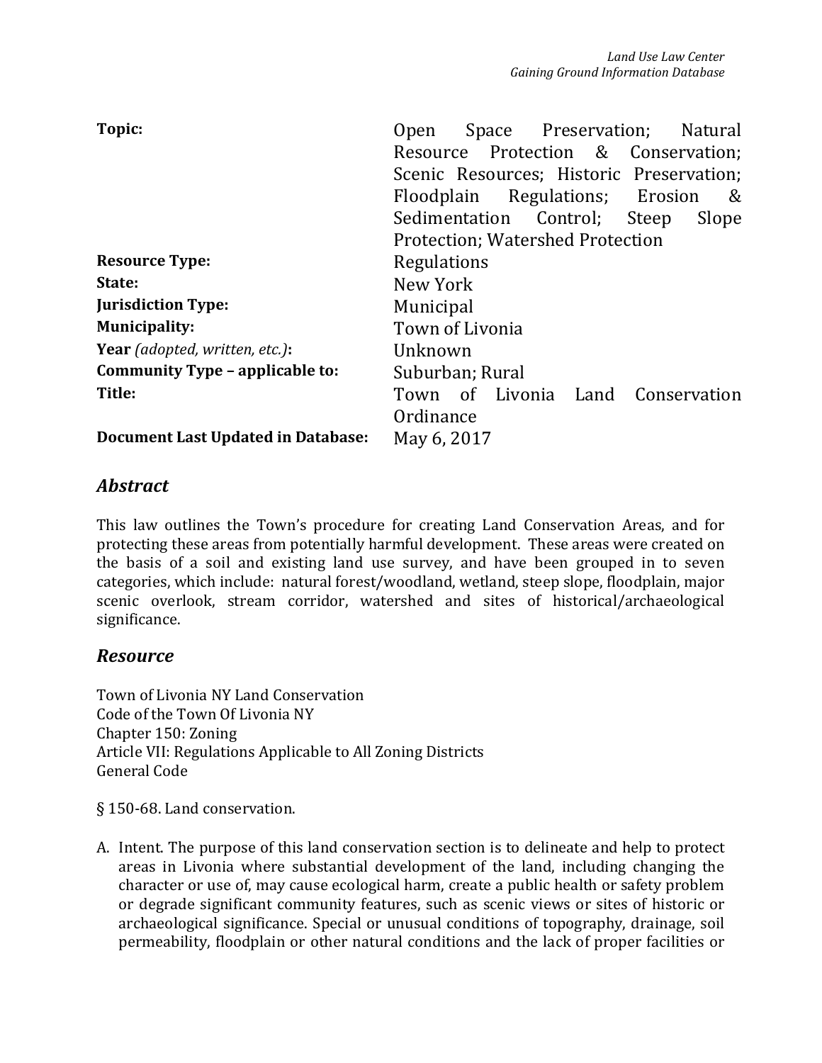| | |
|---|---|
| **Topic:** | Open Space Preservation; Natural Resource Protection & Conservation; Scenic Resources; Historic Preservation; Floodplain Regulations; Erosion & Sedimentation Control; Steep Slope Protection; Watershed Protection |
| **Resource Type:** | Regulations |
| **State:** | New York |
| **Jurisdiction Type:** | Municipal |
| **Municipality:** | Town of Livonia |
| **Year** *(adopted, written, etc.)***:** | Unknown |
| **Community Type – applicable to:** | Suburban; Rural |
| **Title:** | Town of Livonia Land Conservation Ordinance |
| **Document Last Updated in Database:** | May 6, 2017 |

## *Abstract*

This law outlines the Town's procedure for creating Land Conservation Areas, and for protecting these areas from potentially harmful development. These areas were created on the basis of a soil and existing land use survey, and have been grouped in to seven categories, which include: natural forest/woodland, wetland, steep slope, floodplain, major scenic overlook, stream corridor, watershed and sites of historical/archaeological significance.

## *Resource*

Town of Livonia NY Land Conservation
Code of the Town Of Livonia NY
Chapter 150: Zoning
Article VII: Regulations Applicable to All Zoning Districts
General Code

§ 150-68. Land conservation.

A. Intent. The purpose of this land conservation section is to delineate and help to protect areas in Livonia where substantial development of the land, including changing the character or use of, may cause ecological harm, create a public health or safety problem or degrade significant community features, such as scenic views or sites of historic or archaeological significance. Special or unusual conditions of topography, drainage, soil permeability, floodplain or other natural conditions and the lack of proper facilities or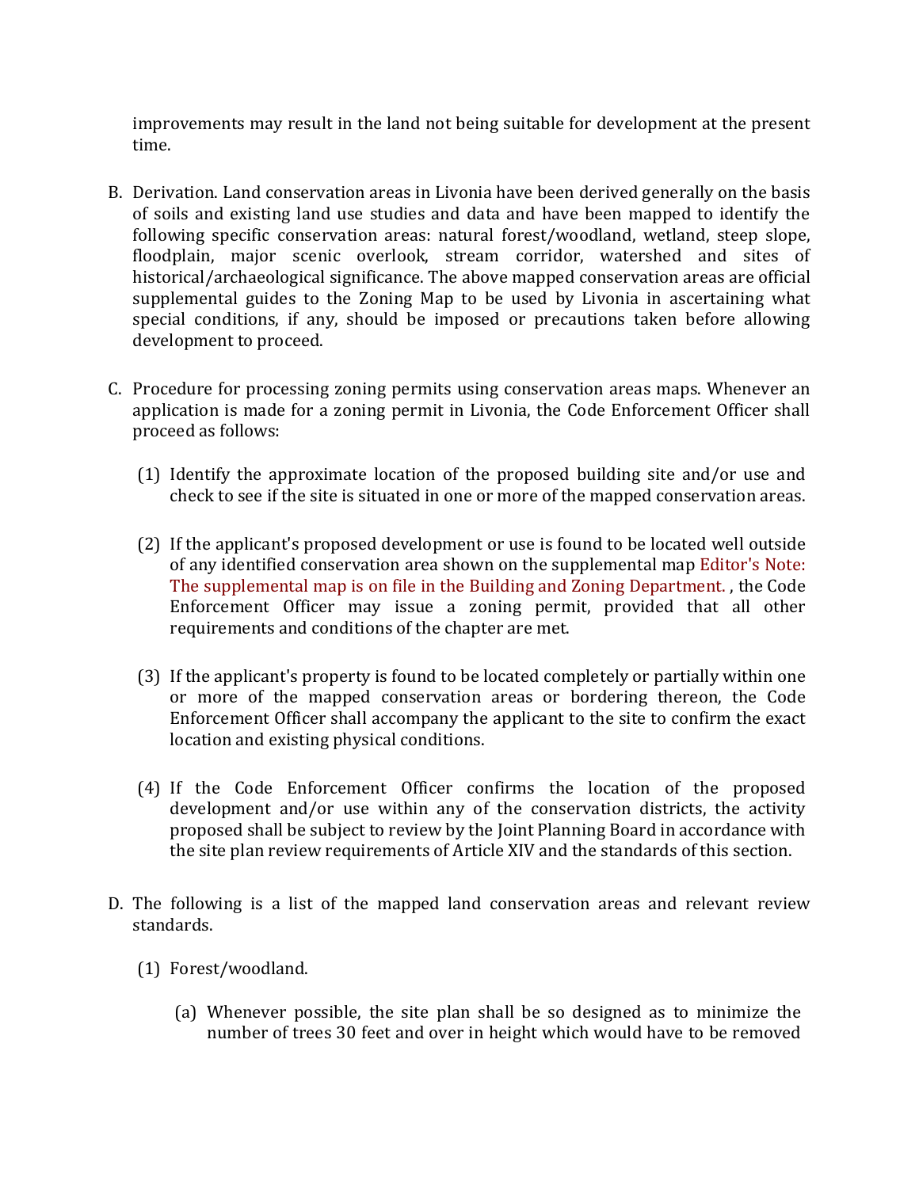improvements may result in the land not being suitable for development at the present time.

B. Derivation. Land conservation areas in Livonia have been derived generally on the basis of soils and existing land use studies and data and have been mapped to identify the following specific conservation areas: natural forest/woodland, wetland, steep slope, floodplain, major scenic overlook, stream corridor, watershed and sites of historical/archaeological significance. The above mapped conservation areas are official supplemental guides to the Zoning Map to be used by Livonia in ascertaining what special conditions, if any, should be imposed or precautions taken before allowing development to proceed.

C. Procedure for processing zoning permits using conservation areas maps. Whenever an application is made for a zoning permit in Livonia, the Code Enforcement Officer shall proceed as follows:

   (1) Identify the approximate location of the proposed building site and/or use and check to see if the site is situated in one or more of the mapped conservation areas.

   (2) If the applicant's proposed development or use is found to be located well outside of any identified conservation area shown on the supplemental map Editor's Note: The supplemental map is on file in the Building and Zoning Department. , the Code Enforcement Officer may issue a zoning permit, provided that all other requirements and conditions of the chapter are met.

   (3) If the applicant's property is found to be located completely or partially within one or more of the mapped conservation areas or bordering thereon, the Code Enforcement Officer shall accompany the applicant to the site to confirm the exact location and existing physical conditions.

   (4) If the Code Enforcement Officer confirms the location of the proposed development and/or use within any of the conservation districts, the activity proposed shall be subject to review by the Joint Planning Board in accordance with the site plan review requirements of Article XIV and the standards of this section.

D. The following is a list of the mapped land conservation areas and relevant review standards.

   (1) Forest/woodland.

      (a) Whenever possible, the site plan shall be so designed as to minimize the number of trees 30 feet and over in height which would have to be removed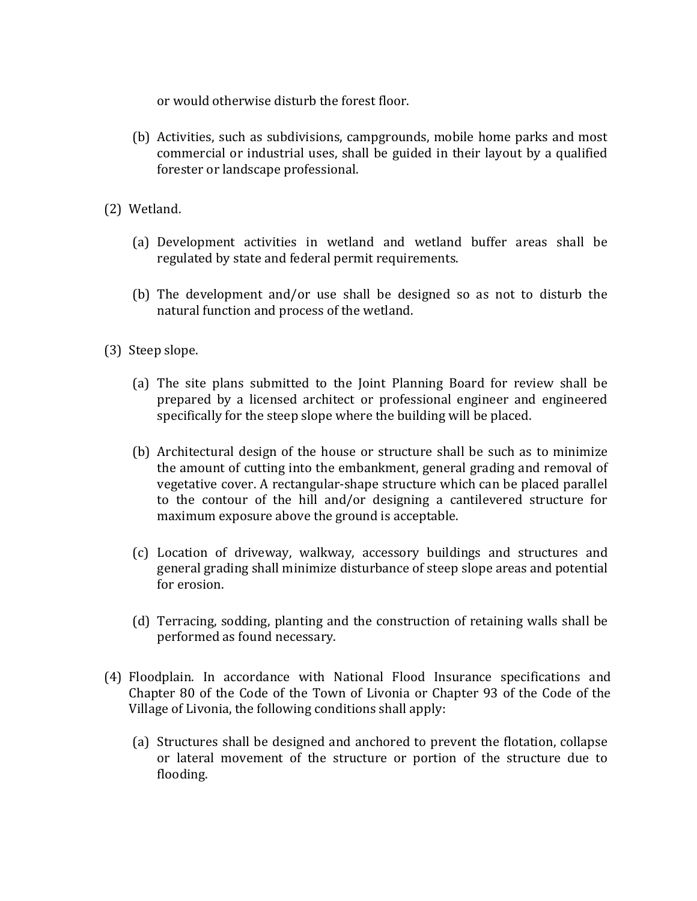or would otherwise disturb the forest floor.

(b) Activities, such as subdivisions, campgrounds, mobile home parks and most commercial or industrial uses, shall be guided in their layout by a qualified forester or landscape professional.

(2) Wetland.

(a) Development activities in wetland and wetland buffer areas shall be regulated by state and federal permit requirements.

(b) The development and/or use shall be designed so as not to disturb the natural function and process of the wetland.

(3) Steep slope.

(a) The site plans submitted to the Joint Planning Board for review shall be prepared by a licensed architect or professional engineer and engineered specifically for the steep slope where the building will be placed.

(b) Architectural design of the house or structure shall be such as to minimize the amount of cutting into the embankment, general grading and removal of vegetative cover. A rectangular-shape structure which can be placed parallel to the contour of the hill and/or designing a cantilevered structure for maximum exposure above the ground is acceptable.

(c) Location of driveway, walkway, accessory buildings and structures and general grading shall minimize disturbance of steep slope areas and potential for erosion.

(d) Terracing, sodding, planting and the construction of retaining walls shall be performed as found necessary.

(4) Floodplain. In accordance with National Flood Insurance specifications and Chapter 80 of the Code of the Town of Livonia or Chapter 93 of the Code of the Village of Livonia, the following conditions shall apply:

(a) Structures shall be designed and anchored to prevent the flotation, collapse or lateral movement of the structure or portion of the structure due to flooding.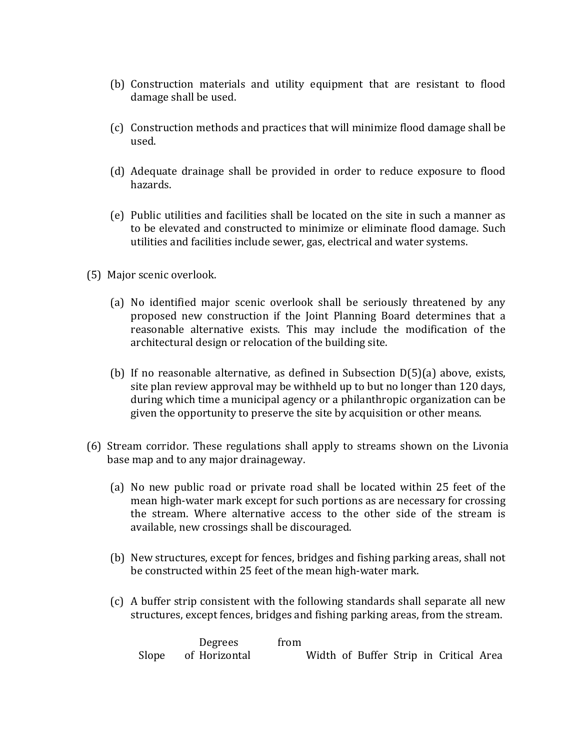(b) Construction materials and utility equipment that are resistant to flood damage shall be used.

(c) Construction methods and practices that will minimize flood damage shall be used.

(d) Adequate drainage shall be provided in order to reduce exposure to flood hazards.

(e) Public utilities and facilities shall be located on the site in such a manner as to be elevated and constructed to minimize or eliminate flood damage. Such utilities and facilities include sewer, gas, electrical and water systems.

(5) Major scenic overlook.

(a) No identified major scenic overlook shall be seriously threatened by any proposed new construction if the Joint Planning Board determines that a reasonable alternative exists. This may include the modification of the architectural design or relocation of the building site.

(b) If no reasonable alternative, as defined in Subsection D(5)(a) above, exists, site plan review approval may be withheld up to but no longer than 120 days, during which time a municipal agency or a philanthropic organization can be given the opportunity to preserve the site by acquisition or other means.

(6) Stream corridor. These regulations shall apply to streams shown on the Livonia base map and to any major drainageway.

(a) No new public road or private road shall be located within 25 feet of the mean high-water mark except for such portions as are necessary for crossing the stream. Where alternative access to the other side of the stream is available, new crossings shall be discouraged.

(b) New structures, except for fences, bridges and fishing parking areas, shall not be constructed within 25 feet of the mean high-water mark.

(c) A buffer strip consistent with the following standards shall separate all new structures, except fences, bridges and fishing parking areas, from the stream.

| Slope | Degrees from of Horizontal | Width of Buffer Strip in Critical Area |
| --- | --- | --- |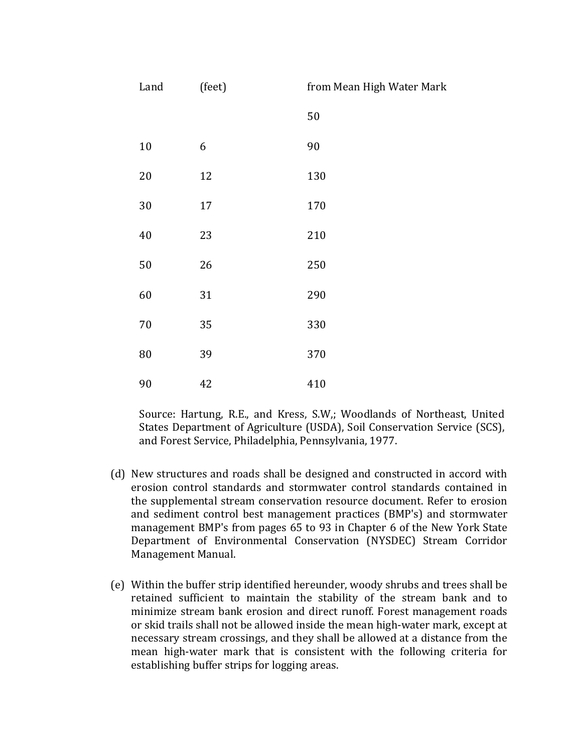| Land | (feet) | from Mean High Water Mark |
|---|---|---|
| | | 50 |
| 10 | 6 | 90 |
| 20 | 12 | 130 |
| 30 | 17 | 170 |
| 40 | 23 | 210 |
| 50 | 26 | 250 |
| 60 | 31 | 290 |
| 70 | 35 | 330 |
| 80 | 39 | 370 |
| 90 | 42 | 410 |

Source: Hartung, R.E., and Kress, S.W,; Woodlands of Northeast, United States Department of Agriculture (USDA), Soil Conservation Service (SCS), and Forest Service, Philadelphia, Pennsylvania, 1977.

(d) New structures and roads shall be designed and constructed in accord with erosion control standards and stormwater control standards contained in the supplemental stream conservation resource document. Refer to erosion and sediment control best management practices (BMP's) and stormwater management BMP's from pages 65 to 93 in Chapter 6 of the New York State Department of Environmental Conservation (NYSDEC) Stream Corridor Management Manual.

(e) Within the buffer strip identified hereunder, woody shrubs and trees shall be retained sufficient to maintain the stability of the stream bank and to minimize stream bank erosion and direct runoff. Forest management roads or skid trails shall not be allowed inside the mean high-water mark, except at necessary stream crossings, and they shall be allowed at a distance from the mean high-water mark that is consistent with the following criteria for establishing buffer strips for logging areas.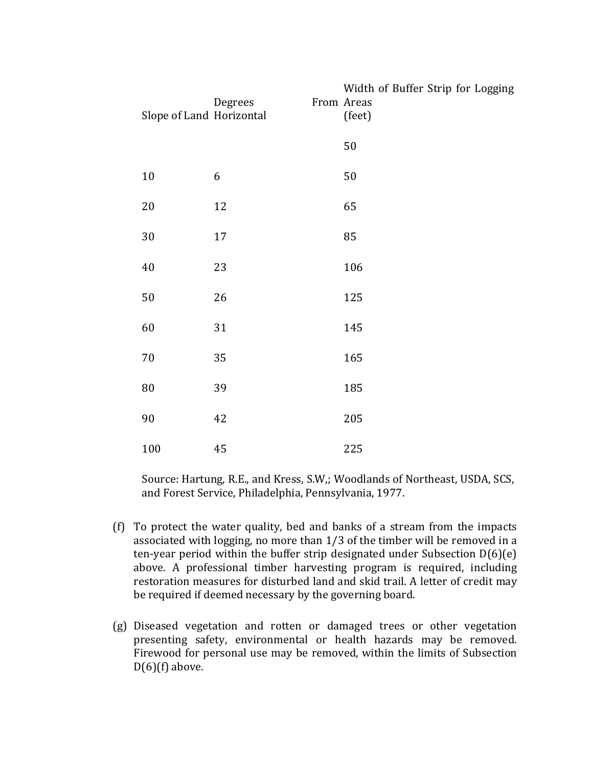| Slope of Land | Degrees From Horizontal | Width of Buffer Strip for Logging Areas (feet) |
|---|---|---|
| | | 50 |
| 10 | 6 | 50 |
| 20 | 12 | 65 |
| 30 | 17 | 85 |
| 40 | 23 | 106 |
| 50 | 26 | 125 |
| 60 | 31 | 145 |
| 70 | 35 | 165 |
| 80 | 39 | 185 |
| 90 | 42 | 205 |
| 100 | 45 | 225 |

Source: Hartung, R.E., and Kress, S.W,; Woodlands of Northeast, USDA, SCS, and Forest Service, Philadelphia, Pennsylvania, 1977.

(f) To protect the water quality, bed and banks of a stream from the impacts associated with logging, no more than 1/3 of the timber will be removed in a ten-year period within the buffer strip designated under Subsection D(6)(e) above. A professional timber harvesting program is required, including restoration measures for disturbed land and skid trail. A letter of credit may be required if deemed necessary by the governing board.

(g) Diseased vegetation and rotten or damaged trees or other vegetation presenting safety, environmental or health hazards may be removed. Firewood for personal use may be removed, within the limits of Subsection D(6)(f) above.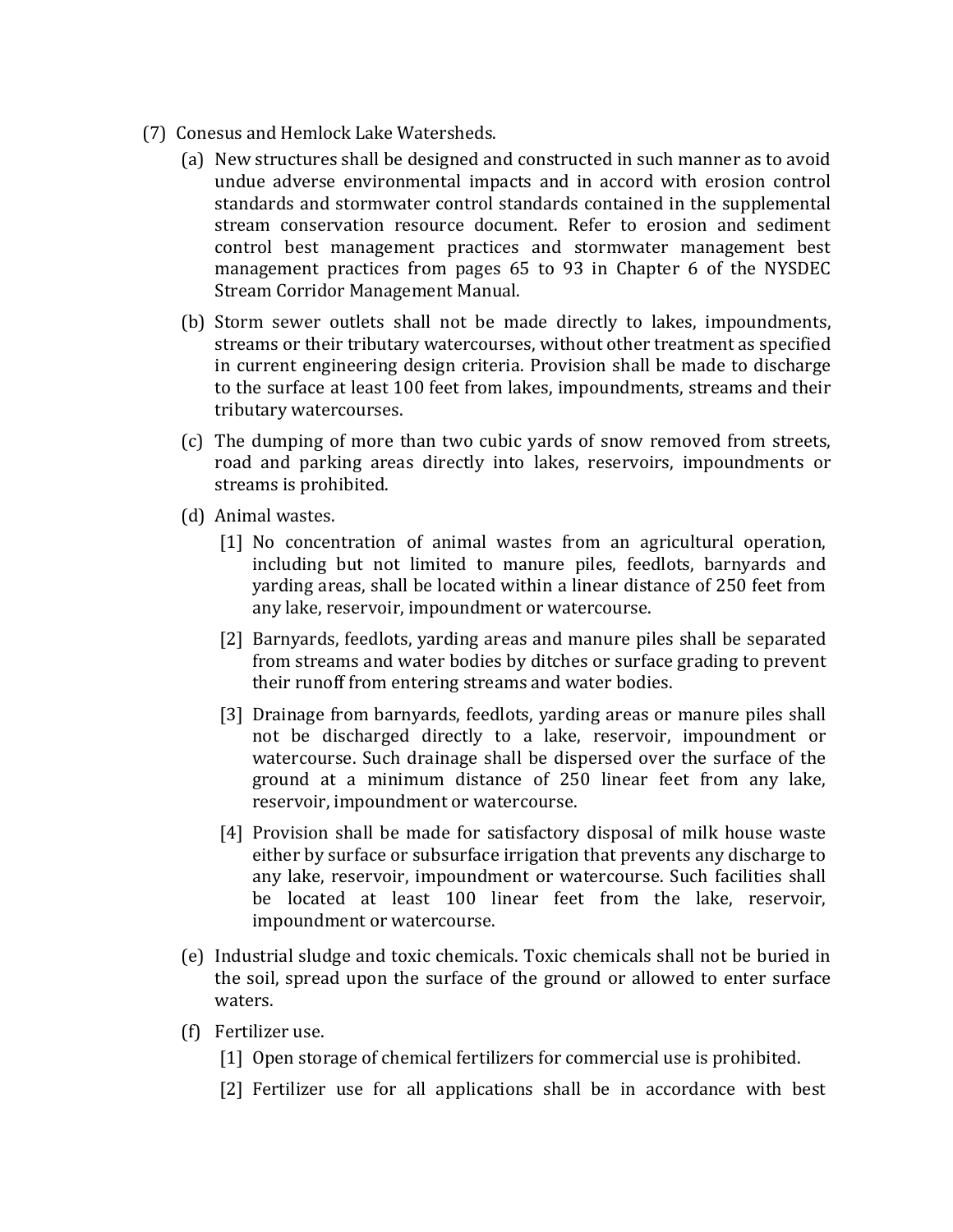(7) Conesus and Hemlock Lake Watersheds.

- (a) New structures shall be designed and constructed in such manner as to avoid undue adverse environmental impacts and in accord with erosion control standards and stormwater control standards contained in the supplemental stream conservation resource document. Refer to erosion and sediment control best management practices and stormwater management best management practices from pages 65 to 93 in Chapter 6 of the NYSDEC Stream Corridor Management Manual.
- (b) Storm sewer outlets shall not be made directly to lakes, impoundments, streams or their tributary watercourses, without other treatment as specified in current engineering design criteria. Provision shall be made to discharge to the surface at least 100 feet from lakes, impoundments, streams and their tributary watercourses.
- (c) The dumping of more than two cubic yards of snow removed from streets, road and parking areas directly into lakes, reservoirs, impoundments or streams is prohibited.
- (d) Animal wastes.
  - [1] No concentration of animal wastes from an agricultural operation, including but not limited to manure piles, feedlots, barnyards and yarding areas, shall be located within a linear distance of 250 feet from any lake, reservoir, impoundment or watercourse.
  - [2] Barnyards, feedlots, yarding areas and manure piles shall be separated from streams and water bodies by ditches or surface grading to prevent their runoff from entering streams and water bodies.
  - [3] Drainage from barnyards, feedlots, yarding areas or manure piles shall not be discharged directly to a lake, reservoir, impoundment or watercourse. Such drainage shall be dispersed over the surface of the ground at a minimum distance of 250 linear feet from any lake, reservoir, impoundment or watercourse.
  - [4] Provision shall be made for satisfactory disposal of milk house waste either by surface or subsurface irrigation that prevents any discharge to any lake, reservoir, impoundment or watercourse. Such facilities shall be located at least 100 linear feet from the lake, reservoir, impoundment or watercourse.
- (e) Industrial sludge and toxic chemicals. Toxic chemicals shall not be buried in the soil, spread upon the surface of the ground or allowed to enter surface waters.
- (f) Fertilizer use.
  - [1] Open storage of chemical fertilizers for commercial use is prohibited.
  - [2] Fertilizer use for all applications shall be in accordance with best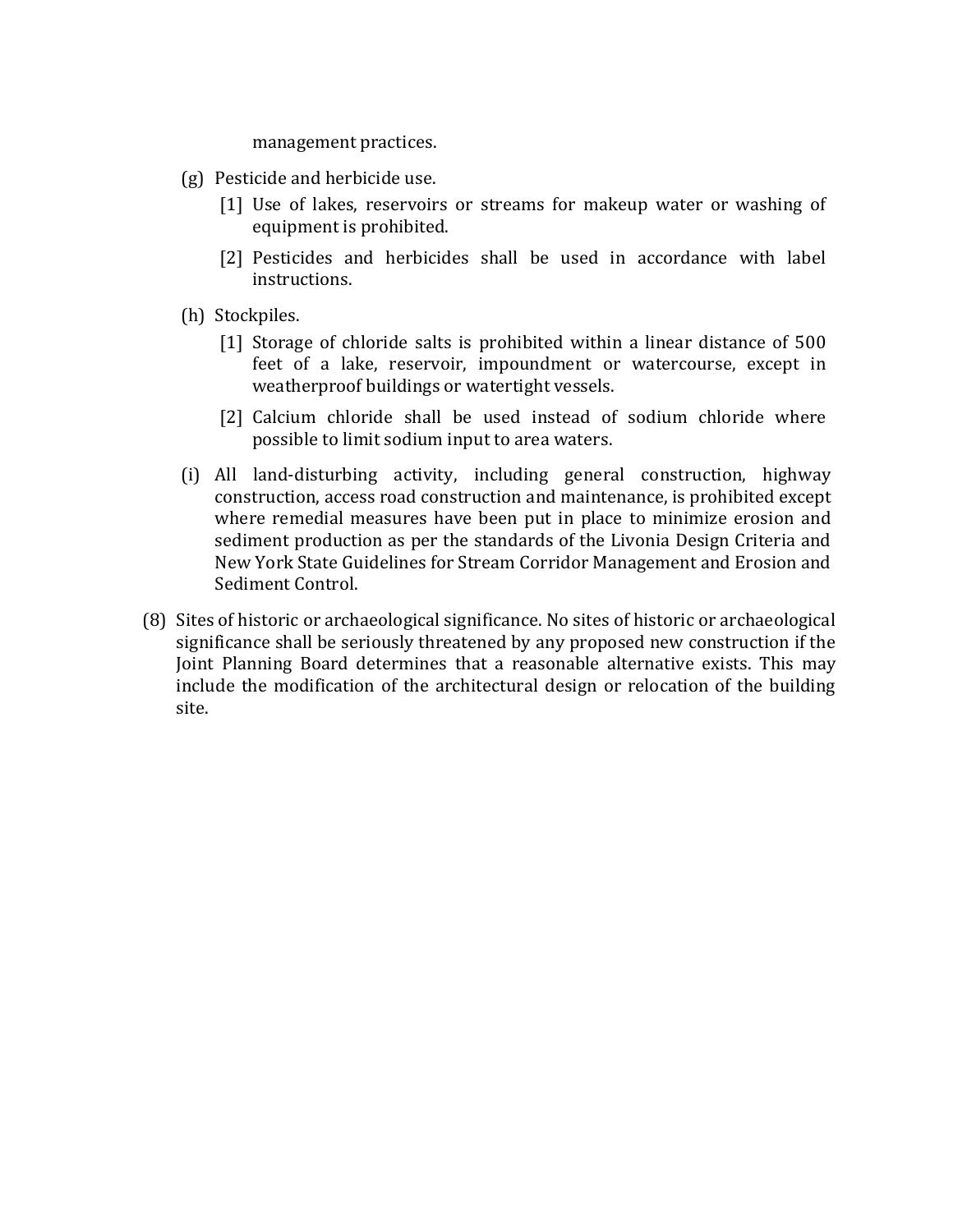management practices.

(g) Pesticide and herbicide use.

[1] Use of lakes, reservoirs or streams for makeup water or washing of equipment is prohibited.

[2] Pesticides and herbicides shall be used in accordance with label instructions.

(h) Stockpiles.

[1] Storage of chloride salts is prohibited within a linear distance of 500 feet of a lake, reservoir, impoundment or watercourse, except in weatherproof buildings or watertight vessels.

[2] Calcium chloride shall be used instead of sodium chloride where possible to limit sodium input to area waters.

(i) All land-disturbing activity, including general construction, highway construction, access road construction and maintenance, is prohibited except where remedial measures have been put in place to minimize erosion and sediment production as per the standards of the Livonia Design Criteria and New York State Guidelines for Stream Corridor Management and Erosion and Sediment Control.

(8) Sites of historic or archaeological significance. No sites of historic or archaeological significance shall be seriously threatened by any proposed new construction if the Joint Planning Board determines that a reasonable alternative exists. This may include the modification of the architectural design or relocation of the building site.